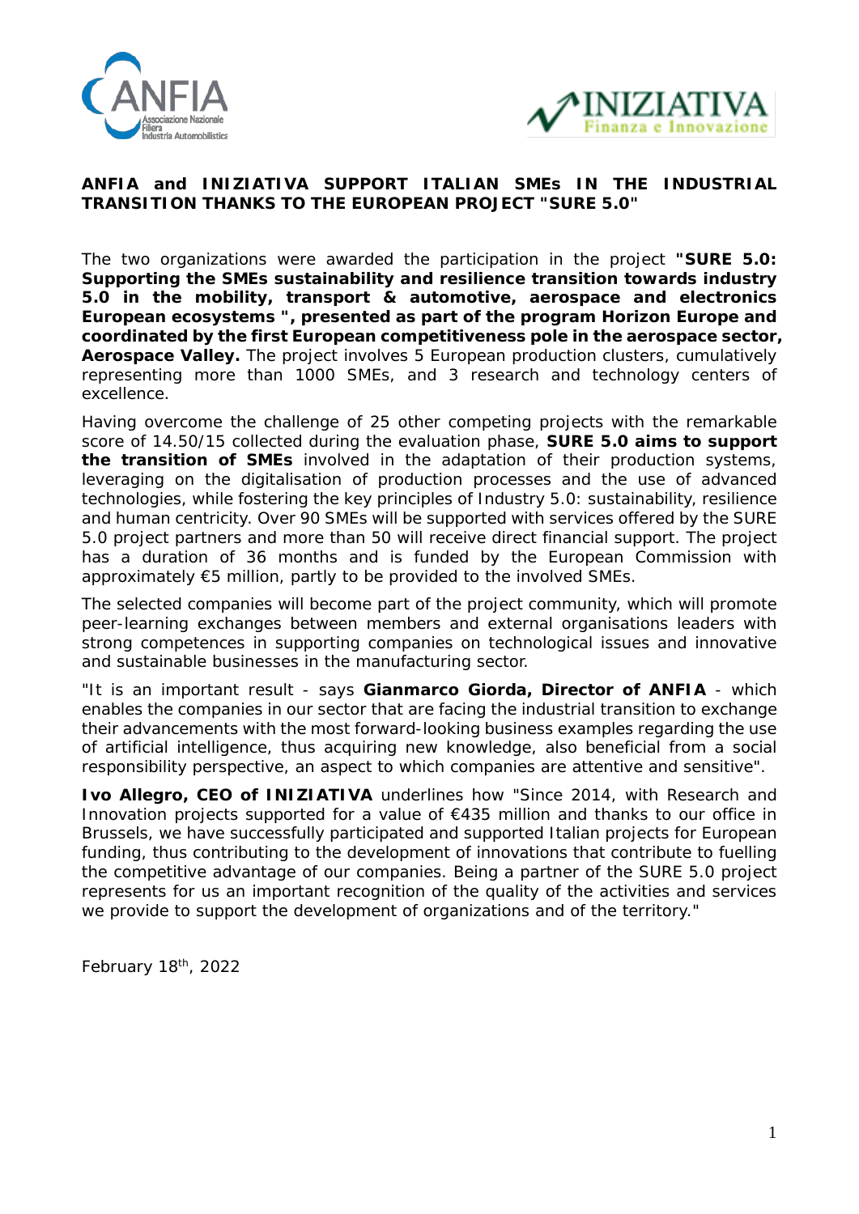**ANFIA and INIZIATIVA SUPPORT ITALIAN SMEs IN THE INDUSTRIAL TRANSITION THANKS TO THE EUROPEAN PROJECT "SURE 5.0"**

The two organizations were awarded the participation in the project **"SURE 5.0: Supporting the SMEs sustainability and resilience transition towards industry 5.0 in the mobility, transport & automotive, aerospace and electronics European ecosystems ", presented as part of the program Horizon Europe and coordinated by the first European competitiveness pole in the aerospace sector, Aerospace Valley.** The project involves 5 European production clusters, cumulatively representing more than 1000 SMEs, and 3 research and technology centers of excellence.

Having overcome the challenge of 25 other competing projects with the remarkable score of 14.50/15 collected during the evaluation phase, **SURE 5.0 aims to support the transition of SMEs** involved in the adaptation of their production systems, leveraging on the digitalisation of production processes and the use of advanced technologies, while fostering the key principles of Industry 5.0: sustainability, resilience and human centricity. Over 90 SMEs will be supported with services offered by the SURE 5.0 project partners and more than 50 will receive direct financial support. The project has a duration of 36 months and is funded by the European Commission with approximately €5 million, partly to be provided to the involved SMEs.

The selected companies will become part of the project community, which will promote peer-learning exchanges between members and external organisations leaders with strong competences in supporting companies on technological issues and innovative and sustainable businesses in the manufacturing sector.

"It is an important result - says **Gianmarco Giorda, Director of ANFIA** - which enables the companies in our sector that are facing the industrial transition to exchange their advancements with the most forward-looking business examples regarding the use of artificial intelligence, thus acquiring new knowledge, also beneficial from a social responsibility perspective, an aspect to which companies are attentive and sensitive".

**Ivo Allegro, CEO of INIZIATIVA** underlines how "Since 2014, with Research and Innovation projects supported for a value of €435 million and thanks to our office in Brussels, we have successfully participated and supported Italian projects for European funding, thus contributing to the development of innovations that contribute to fuelling the competitive advantage of our companies. Being a partner of the SURE 5.0 project represents for us an important recognition of the quality of the activities and services we provide to support the development of organizations and of the territory."

February 18th, 2022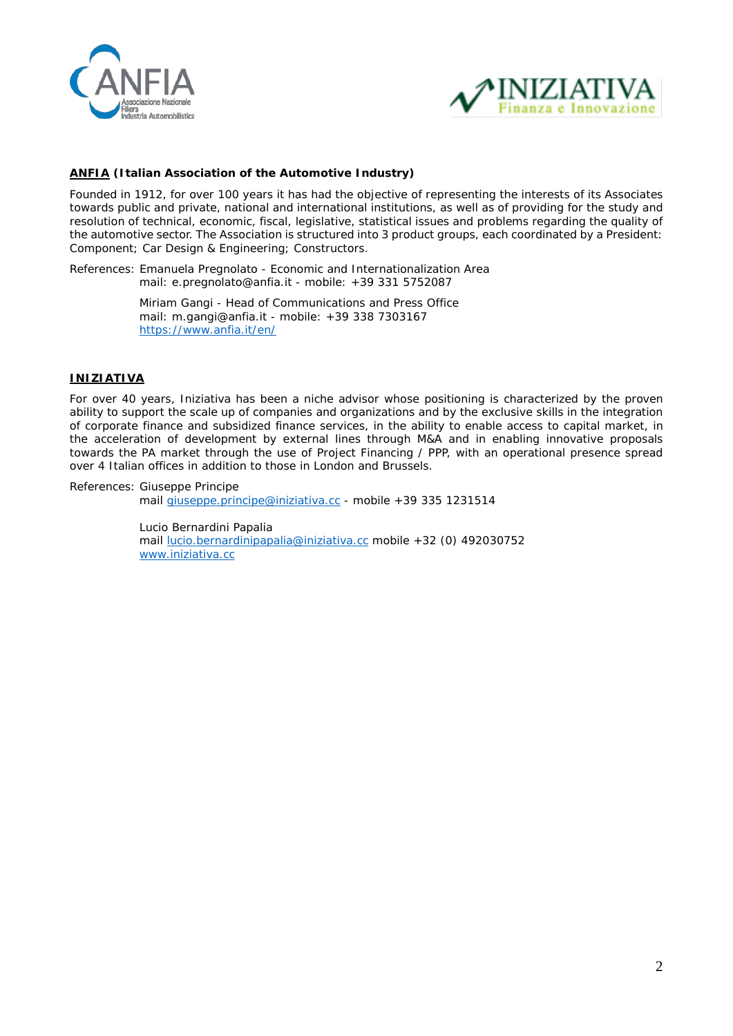**ANFIA (Italian Association of the Automotive Industry)**

Founded in 1912, for over 100 years it has had the objective of representing the interests of its Associates towards public and private, national and international institutions, as well as of providing for the study and resolution of technical, economic, fiscal, legislative, statistical issues and problems regarding the quality of the automotive sector. The Association is structured into 3 product groups, each coordinated by a President: Component; Car Design & Engineering; Constructors.

References: Emanuela Pregnolato - Economic and Internationalization Area
mail: e.pregnolato@anfia.it - mobile: +39 331 5752087

Miriam Gangi - Head of Communications and Press Office
mail: m.gangi@anfia.it - mobile: +39 338 7303167
https://www.anfia.it/en/

**INIZIATIVA**

For over 40 years, Iniziativa has been a niche advisor whose positioning is characterized by the proven ability to support the scale up of companies and organizations and by the exclusive skills in the integration of corporate finance and subsidized finance services, in the ability to enable access to capital market, in the acceleration of development by external lines through M&A and in enabling innovative proposals towards the PA market through the use of Project Financing / PPP, with an operational presence spread over 4 Italian offices in addition to those in London and Brussels.

References: Giuseppe Principe
mail giuseppe.principe@iniziativa.cc - mobile +39 335 1231514

Lucio Bernardini Papalia
mail lucio.bernardinipapalia@iniziativa.cc mobile +32 (0) 492030752
www.iniziativa.cc